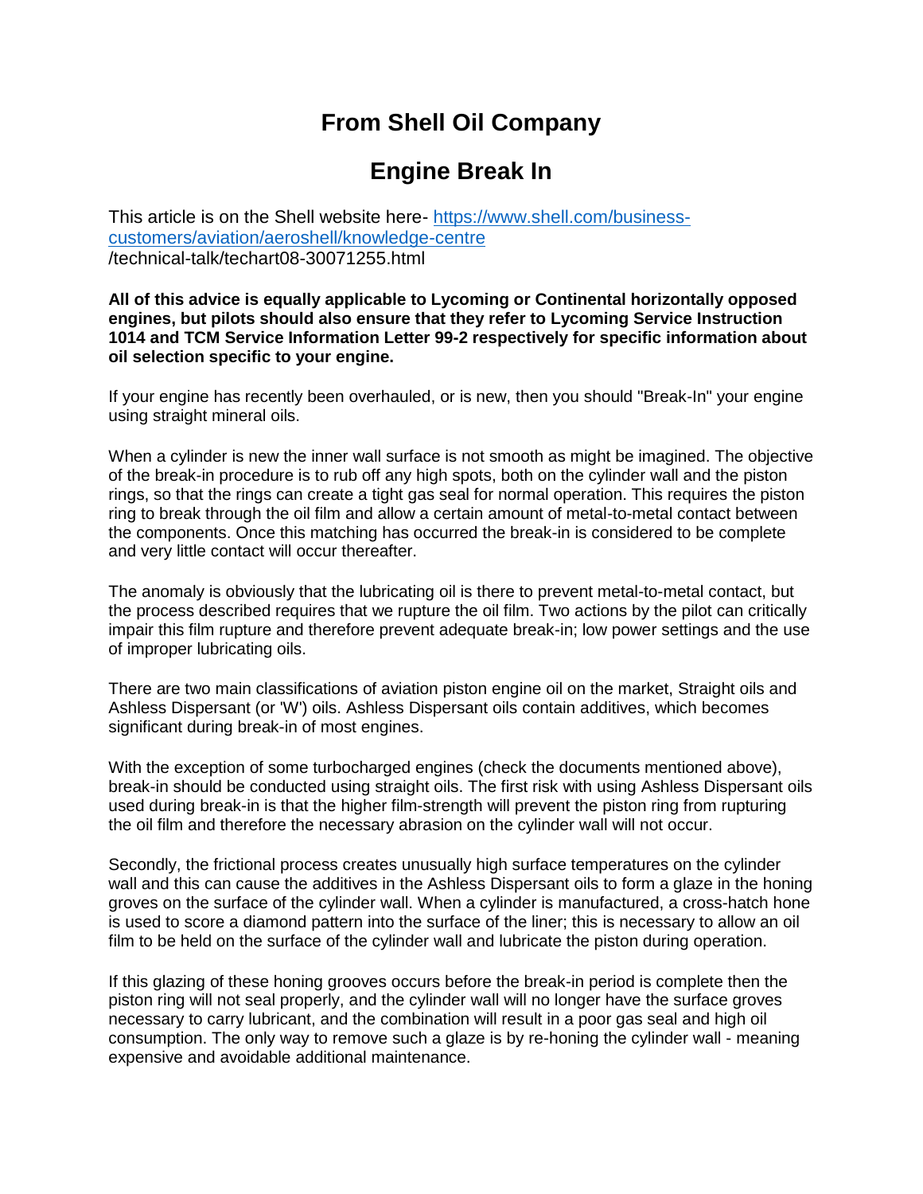# From Shell Oil Company

# Engine Break In

This article is on the Shell website here- [https://www.shell.com/business-customers/aviation/aeroshell/knowledge-centre](https://www.shell.com/business-customers/aviation/aeroshell/knowledge-centre) /technical-talk/techart08-30071255.html

**All of this advice is equally applicable to Lycoming or Continental horizontally opposed engines, but pilots should also ensure that they refer to Lycoming Service Instruction 1014 and TCM Service Information Letter 99-2 respectively for specific information about oil selection specific to your engine.**

If your engine has recently been overhauled, or is new, then you should "Break-In" your engine using straight mineral oils.

When a cylinder is new the inner wall surface is not smooth as might be imagined. The objective of the break-in procedure is to rub off any high spots, both on the cylinder wall and the piston rings, so that the rings can create a tight gas seal for normal operation. This requires the piston ring to break through the oil film and allow a certain amount of metal-to-metal contact between the components. Once this matching has occurred the break-in is considered to be complete and very little contact will occur thereafter.

The anomaly is obviously that the lubricating oil is there to prevent metal-to-metal contact, but the process described requires that we rupture the oil film. Two actions by the pilot can critically impair this film rupture and therefore prevent adequate break-in; low power settings and the use of improper lubricating oils.

There are two main classifications of aviation piston engine oil on the market, Straight oils and Ashless Dispersant (or 'W') oils. Ashless Dispersant oils contain additives, which becomes significant during break-in of most engines.

With the exception of some turbocharged engines (check the documents mentioned above), break-in should be conducted using straight oils. The first risk with using Ashless Dispersant oils used during break-in is that the higher film-strength will prevent the piston ring from rupturing the oil film and therefore the necessary abrasion on the cylinder wall will not occur.

Secondly, the frictional process creates unusually high surface temperatures on the cylinder wall and this can cause the additives in the Ashless Dispersant oils to form a glaze in the honing groves on the surface of the cylinder wall. When a cylinder is manufactured, a cross-hatch hone is used to score a diamond pattern into the surface of the liner; this is necessary to allow an oil film to be held on the surface of the cylinder wall and lubricate the piston during operation.

If this glazing of these honing grooves occurs before the break-in period is complete then the piston ring will not seal properly, and the cylinder wall will no longer have the surface groves necessary to carry lubricant, and the combination will result in a poor gas seal and high oil consumption. The only way to remove such a glaze is by re-honing the cylinder wall - meaning expensive and avoidable additional maintenance.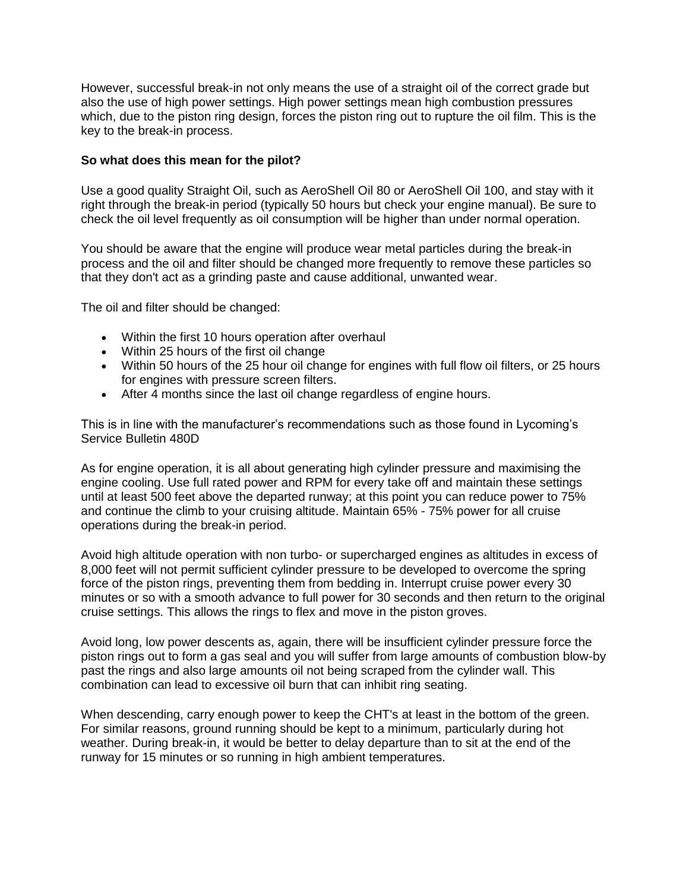However, successful break-in not only means the use of a straight oil of the correct grade but also the use of high power settings. High power settings mean high combustion pressures which, due to the piston ring design, forces the piston ring out to rupture the oil film. This is the key to the break-in process.

**So what does this mean for the pilot?**

Use a good quality Straight Oil, such as AeroShell Oil 80 or AeroShell Oil 100, and stay with it right through the break-in period (typically 50 hours but check your engine manual). Be sure to check the oil level frequently as oil consumption will be higher than under normal operation.

You should be aware that the engine will produce wear metal particles during the break-in process and the oil and filter should be changed more frequently to remove these particles so that they don't act as a grinding paste and cause additional, unwanted wear.

The oil and filter should be changed:

- Within the first 10 hours operation after overhaul
- Within 25 hours of the first oil change
- Within 50 hours of the 25 hour oil change for engines with full flow oil filters, or 25 hours for engines with pressure screen filters.
- After 4 months since the last oil change regardless of engine hours.

This is in line with the manufacturer's recommendations such as those found in Lycoming's Service Bulletin 480D

As for engine operation, it is all about generating high cylinder pressure and maximising the engine cooling. Use full rated power and RPM for every take off and maintain these settings until at least 500 feet above the departed runway; at this point you can reduce power to 75% and continue the climb to your cruising altitude. Maintain 65% - 75% power for all cruise operations during the break-in period.

Avoid high altitude operation with non turbo- or supercharged engines as altitudes in excess of 8,000 feet will not permit sufficient cylinder pressure to be developed to overcome the spring force of the piston rings, preventing them from bedding in. Interrupt cruise power every 30 minutes or so with a smooth advance to full power for 30 seconds and then return to the original cruise settings. This allows the rings to flex and move in the piston groves.

Avoid long, low power descents as, again, there will be insufficient cylinder pressure force the piston rings out to form a gas seal and you will suffer from large amounts of combustion blow-by past the rings and also large amounts oil not being scraped from the cylinder wall. This combination can lead to excessive oil burn that can inhibit ring seating.

When descending, carry enough power to keep the CHT's at least in the bottom of the green. For similar reasons, ground running should be kept to a minimum, particularly during hot weather. During break-in, it would be better to delay departure than to sit at the end of the runway for 15 minutes or so running in high ambient temperatures.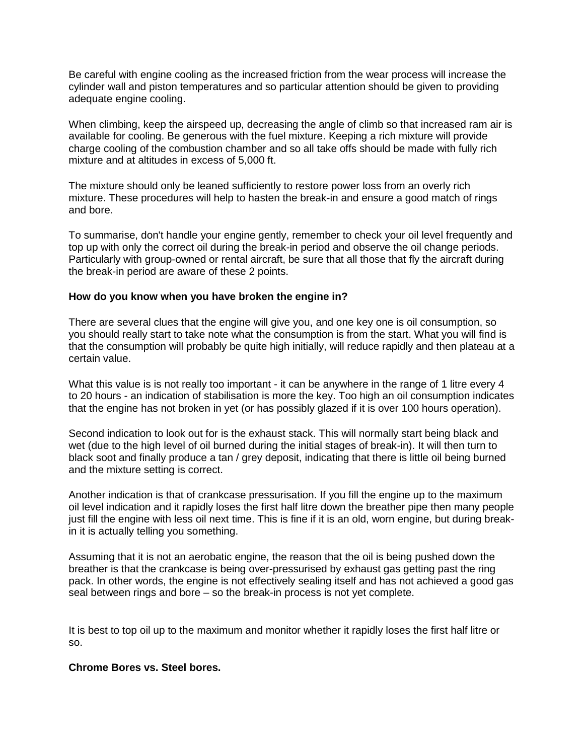Be careful with engine cooling as the increased friction from the wear process will increase the cylinder wall and piston temperatures and so particular attention should be given to providing adequate engine cooling.

When climbing, keep the airspeed up, decreasing the angle of climb so that increased ram air is available for cooling. Be generous with the fuel mixture. Keeping a rich mixture will provide charge cooling of the combustion chamber and so all take offs should be made with fully rich mixture and at altitudes in excess of 5,000 ft.

The mixture should only be leaned sufficiently to restore power loss from an overly rich mixture. These procedures will help to hasten the break-in and ensure a good match of rings and bore.

To summarise, don't handle your engine gently, remember to check your oil level frequently and top up with only the correct oil during the break-in period and observe the oil change periods. Particularly with group-owned or rental aircraft, be sure that all those that fly the aircraft during the break-in period are aware of these 2 points.

**How do you know when you have broken the engine in?**

There are several clues that the engine will give you, and one key one is oil consumption, so you should really start to take note what the consumption is from the start. What you will find is that the consumption will probably be quite high initially, will reduce rapidly and then plateau at a certain value.

What this value is is not really too important - it can be anywhere in the range of 1 litre every 4 to 20 hours - an indication of stabilisation is more the key. Too high an oil consumption indicates that the engine has not broken in yet (or has possibly glazed if it is over 100 hours operation).

Second indication to look out for is the exhaust stack. This will normally start being black and wet (due to the high level of oil burned during the initial stages of break-in). It will then turn to black soot and finally produce a tan / grey deposit, indicating that there is little oil being burned and the mixture setting is correct.

Another indication is that of crankcase pressurisation. If you fill the engine up to the maximum oil level indication and it rapidly loses the first half litre down the breather pipe then many people just fill the engine with less oil next time. This is fine if it is an old, worn engine, but during break-in it is actually telling you something.

Assuming that it is not an aerobatic engine, the reason that the oil is being pushed down the breather is that the crankcase is being over-pressurised by exhaust gas getting past the ring pack. In other words, the engine is not effectively sealing itself and has not achieved a good gas seal between rings and bore – so the break-in process is not yet complete.

It is best to top oil up to the maximum and monitor whether it rapidly loses the first half litre or so.

**Chrome Bores vs. Steel bores.**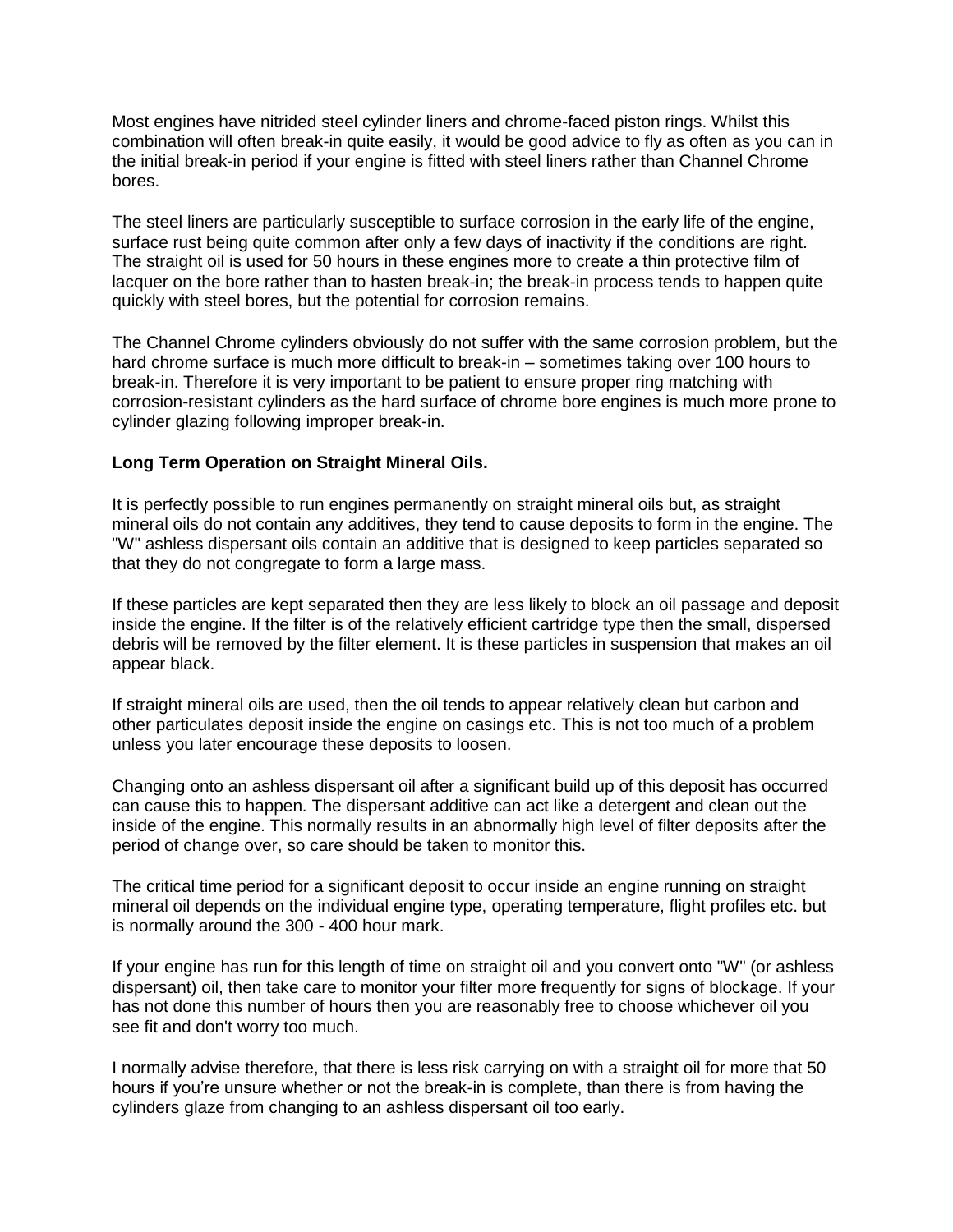Most engines have nitrided steel cylinder liners and chrome-faced piston rings. Whilst this combination will often break-in quite easily, it would be good advice to fly as often as you can in the initial break-in period if your engine is fitted with steel liners rather than Channel Chrome bores.

The steel liners are particularly susceptible to surface corrosion in the early life of the engine, surface rust being quite common after only a few days of inactivity if the conditions are right. The straight oil is used for 50 hours in these engines more to create a thin protective film of lacquer on the bore rather than to hasten break-in; the break-in process tends to happen quite quickly with steel bores, but the potential for corrosion remains.

The Channel Chrome cylinders obviously do not suffer with the same corrosion problem, but the hard chrome surface is much more difficult to break-in – sometimes taking over 100 hours to break-in. Therefore it is very important to be patient to ensure proper ring matching with corrosion-resistant cylinders as the hard surface of chrome bore engines is much more prone to cylinder glazing following improper break-in.

**Long Term Operation on Straight Mineral Oils.**

It is perfectly possible to run engines permanently on straight mineral oils but, as straight mineral oils do not contain any additives, they tend to cause deposits to form in the engine. The "W" ashless dispersant oils contain an additive that is designed to keep particles separated so that they do not congregate to form a large mass.

If these particles are kept separated then they are less likely to block an oil passage and deposit inside the engine. If the filter is of the relatively efficient cartridge type then the small, dispersed debris will be removed by the filter element. It is these particles in suspension that makes an oil appear black.

If straight mineral oils are used, then the oil tends to appear relatively clean but carbon and other particulates deposit inside the engine on casings etc. This is not too much of a problem unless you later encourage these deposits to loosen.

Changing onto an ashless dispersant oil after a significant build up of this deposit has occurred can cause this to happen. The dispersant additive can act like a detergent and clean out the inside of the engine. This normally results in an abnormally high level of filter deposits after the period of change over, so care should be taken to monitor this.

The critical time period for a significant deposit to occur inside an engine running on straight mineral oil depends on the individual engine type, operating temperature, flight profiles etc. but is normally around the 300 - 400 hour mark.

If your engine has run for this length of time on straight oil and you convert onto "W" (or ashless dispersant) oil, then take care to monitor your filter more frequently for signs of blockage. If your has not done this number of hours then you are reasonably free to choose whichever oil you see fit and don't worry too much.

I normally advise therefore, that there is less risk carrying on with a straight oil for more that 50 hours if you're unsure whether or not the break-in is complete, than there is from having the cylinders glaze from changing to an ashless dispersant oil too early.